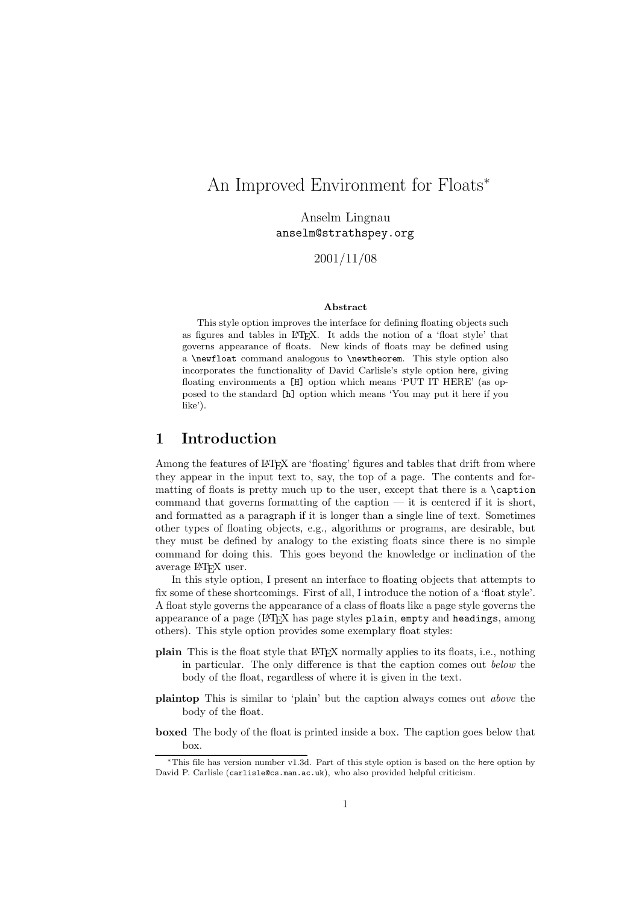# An Improved Environment for Floats*

Anselm Lingnau
`anselm@strathspey.org`

2001/11/08

**Abstract**

This style option improves the interface for defining floating objects such as figures and tables in LaTeX. It adds the notion of a 'float style' that governs appearance of floats. New kinds of floats may be defined using a `\newfloat` command analogous to `\newtheorem`. This style option also incorporates the functionality of David Carlisle's style option here, giving floating environments a `[H]` option which means 'PUT IT HERE' (as opposed to the standard `[h]` option which means 'You may put it here if you like').

## 1 Introduction

Among the features of LaTeX are 'floating' figures and tables that drift from where they appear in the input text to, say, the top of a page. The contents and formatting of floats is pretty much up to the user, except that there is a `\caption` command that governs formatting of the caption — it is centered if it is short, and formatted as a paragraph if it is longer than a single line of text. Sometimes other types of floating objects, e.g., algorithms or programs, are desirable, but they must be defined by analogy to the existing floats since there is no simple command for doing this. This goes beyond the knowledge or inclination of the average LaTeX user.

In this style option, I present an interface to floating objects that attempts to fix some of these shortcomings. First of all, I introduce the notion of a 'float style'. A float style governs the appearance of a class of floats like a page style governs the appearance of a page (LaTeX has page styles `plain`, `empty` and `headings`, among others). This style option provides some exemplary float styles:

**plain** This is the float style that LaTeX normally applies to its floats, i.e., nothing in particular. The only difference is that the caption comes out *below* the body of the float, regardless of where it is given in the text.

**plaintop** This is similar to 'plain' but the caption always comes out *above* the body of the float.

**boxed** The body of the float is printed inside a box. The caption goes below that box.

---

*This file has version number v1.3d. Part of this style option is based on the here option by David P. Carlisle (`carlisle@cs.man.ac.uk`), who also provided helpful criticism.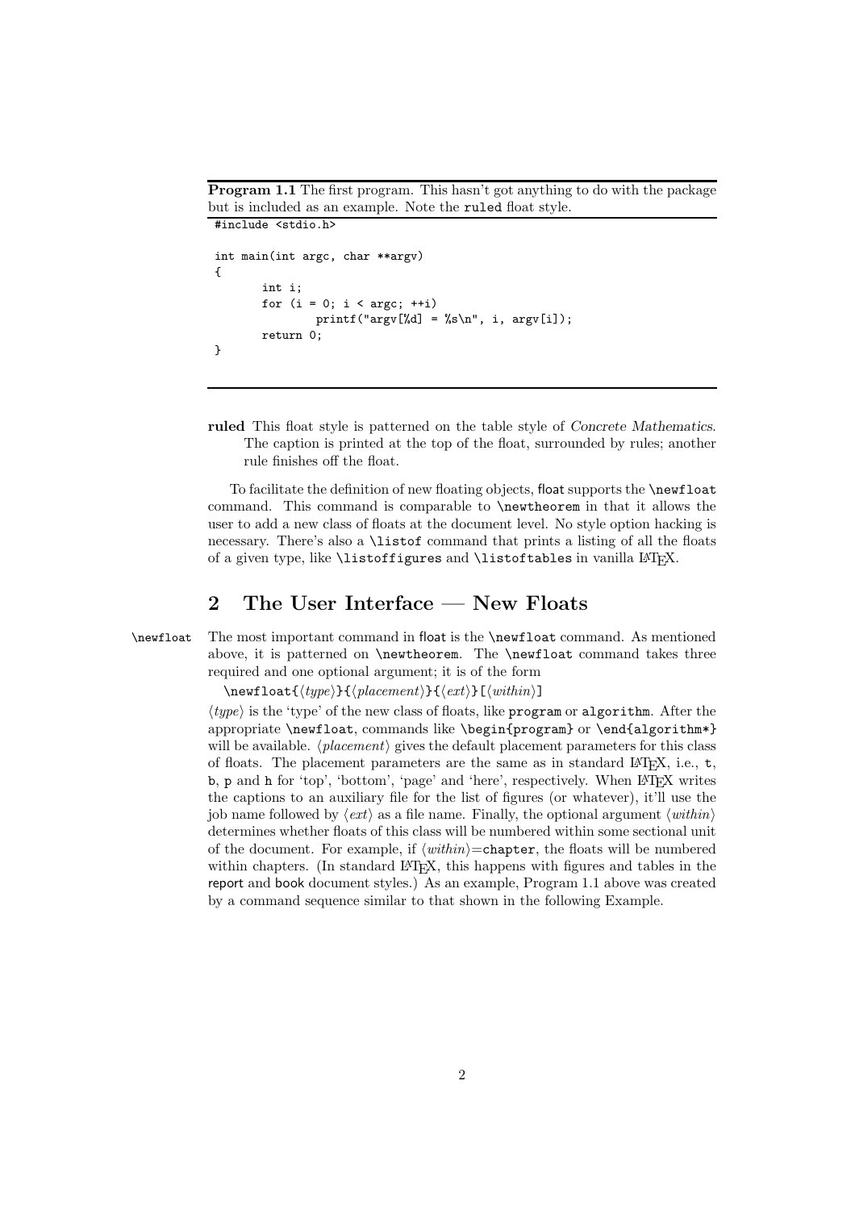**Program 1.1** The first program. This hasn't got anything to do with the package but is included as an example. Note the `ruled` float style.

```
#include <stdio.h>

int main(int argc, char **argv)
{
        int i;
        for (i = 0; i < argc; ++i)
                printf("argv[%d] = %s\n", i, argv[i]);
        return 0;
}
```

**ruled** This float style is patterned on the table style of *Concrete Mathematics*. The caption is printed at the top of the float, surrounded by rules; another rule finishes off the float.

To facilitate the definition of new floating objects, float supports the `\newfloat` command. This command is comparable to `\newtheorem` in that it allows the user to add a new class of floats at the document level. No style option hacking is necessary. There's also a `\listof` command that prints a listing of all the floats of a given type, like `\listoffigures` and `\listoftables` in vanilla LaTeX.

## 2 The User Interface — New Floats

`\newfloat` The most important command in float is the `\newfloat` command. As mentioned above, it is patterned on `\newtheorem`. The `\newfloat` command takes three required and one optional argument; it is of the form

`\newfloat{⟨type⟩}{⟨placement⟩}{⟨ext⟩}[⟨within⟩]`

⟨*type*⟩ is the 'type' of the new class of floats, like `program` or `algorithm`. After the appropriate `\newfloat`, commands like `\begin{program}` or `\end{algorithm*}` will be available. ⟨*placement*⟩ gives the default placement parameters for this class of floats. The placement parameters are the same as in standard LaTeX, i.e., `t`, `b`, `p` and `h` for 'top', 'bottom', 'page' and 'here', respectively. When LaTeX writes the captions to an auxiliary file for the list of figures (or whatever), it'll use the job name followed by ⟨*ext*⟩ as a file name. Finally, the optional argument ⟨*within*⟩ determines whether floats of this class will be numbered within some sectional unit of the document. For example, if ⟨*within*⟩=`chapter`, the floats will be numbered within chapters. (In standard LaTeX, this happens with figures and tables in the report and book document styles.) As an example, Program 1.1 above was created by a command sequence similar to that shown in the following Example.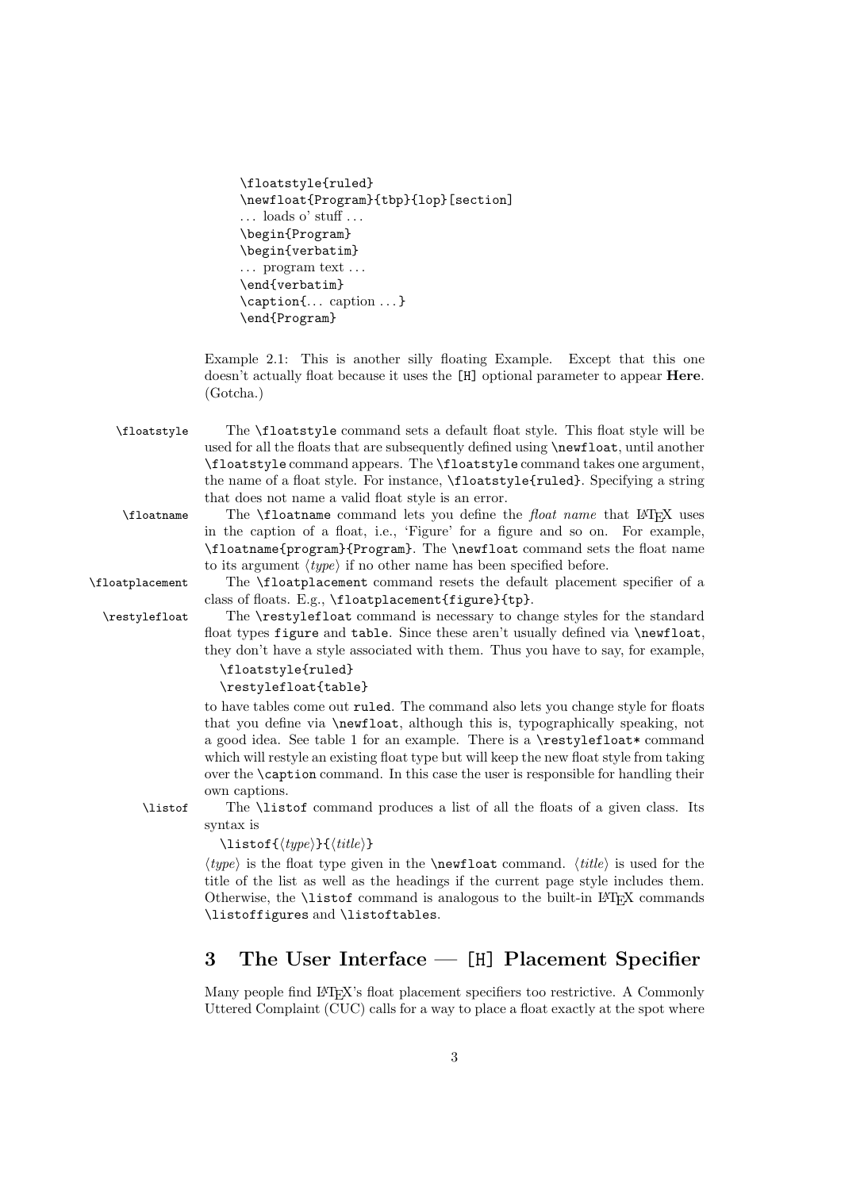```
\floatstyle{ruled}
\newfloat{Program}{tbp}{lop}[section]
... loads o' stuff ...
\begin{Program}
\begin{verbatim}
... program text ...
\end{verbatim}
\caption{... caption ...}
\end{Program}
```

Example 2.1: This is another silly floating Example. Except that this one doesn't actually float because it uses the [H] optional parameter to appear **Here**. (Gotcha.)

`\floatstyle` The `\floatstyle` command sets a default float style. This float style will be used for all the floats that are subsequently defined using `\newfloat`, until another `\floatstyle` command appears. The `\floatstyle` command takes one argument, the name of a float style. For instance, `\floatstyle{ruled}`. Specifying a string that does not name a valid float style is an error.

`\floatname` The `\floatname` command lets you define the *float name* that LaTeX uses in the caption of a float, i.e., 'Figure' for a figure and so on. For example, `\floatname{program}{Program}`. The `\newfloat` command sets the float name to its argument ⟨*type*⟩ if no other name has been specified before.

`\floatplacement` The `\floatplacement` command resets the default placement specifier of a class of floats. E.g., `\floatplacement{figure}{tp}`.

`\restylefloat` The `\restylefloat` command is necessary to change styles for the standard float types `figure` and `table`. Since these aren't usually defined via `\newfloat`, they don't have a style associated with them. Thus you have to say, for example,

```
\floatstyle{ruled}
\restylefloat{table}
```

to have tables come out `ruled`. The command also lets you change style for floats that you define via `\newfloat`, although this is, typographically speaking, not a good idea. See table 1 for an example. There is a `\restylefloat*` command which will restyle an existing float type but will keep the new float style from taking over the `\caption` command. In this case the user is responsible for handling their own captions.

`\listof` The `\listof` command produces a list of all the floats of a given class. Its syntax is

`\listof{`⟨*type*⟩`}{`⟨*title*⟩`}`

⟨*type*⟩ is the float type given in the `\newfloat` command. ⟨*title*⟩ is used for the title of the list as well as the headings if the current page style includes them. Otherwise, the `\listof` command is analogous to the built-in LaTeX commands `\listoffigures` and `\listoftables`.

## 3 The User Interface — [H] Placement Specifier

Many people find LaTeX's float placement specifiers too restrictive. A Commonly Uttered Complaint (CUC) calls for a way to place a float exactly at the spot where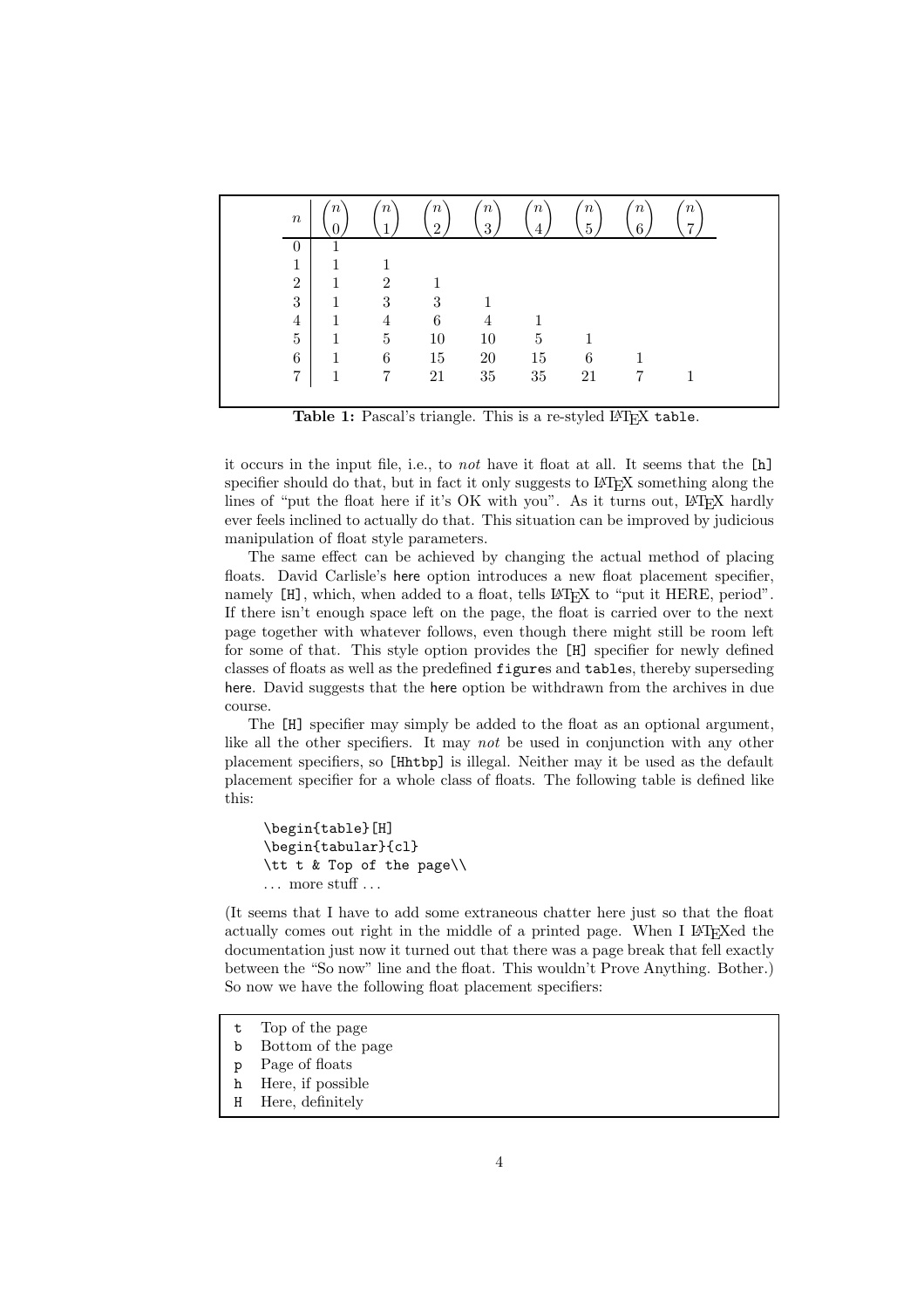| $n$ | $\binom{n}{0}$ | $\binom{n}{1}$ | $\binom{n}{2}$ | $\binom{n}{3}$ | $\binom{n}{4}$ | $\binom{n}{5}$ | $\binom{n}{6}$ | $\binom{n}{7}$ |
|---|---|---|---|---|---|---|---|---|
| 0 | 1 | | | | | | | |
| 1 | 1 | 1 | | | | | | |
| 2 | 1 | 2 | 1 | | | | | |
| 3 | 1 | 3 | 3 | 1 | | | | |
| 4 | 1 | 4 | 6 | 4 | 1 | | | |
| 5 | 1 | 5 | 10 | 10 | 5 | 1 | | |
| 6 | 1 | 6 | 15 | 20 | 15 | 6 | 1 | |
| 7 | 1 | 7 | 21 | 35 | 35 | 21 | 7 | 1 |

**Table 1:** Pascal's triangle. This is a re-styled LaTeX `table`.

it occurs in the input file, i.e., to *not* have it float at all. It seems that the [h] specifier should do that, but in fact it only suggests to LaTeX something along the lines of "put the float here if it's OK with you". As it turns out, LaTeX hardly ever feels inclined to actually do that. This situation can be improved by judicious manipulation of float style parameters.

The same effect can be achieved by changing the actual method of placing floats. David Carlisle's here option introduces a new float placement specifier, namely [H], which, when added to a float, tells LaTeX to "put it HERE, period". If there isn't enough space left on the page, the float is carried over to the next page together with whatever follows, even though there might still be room left for some of that. This style option provides the [H] specifier for newly defined classes of floats as well as the predefined `figure`s and `table`s, thereby superseding here. David suggests that the here option be withdrawn from the archives in due course.

The [H] specifier may simply be added to the float as an optional argument, like all the other specifiers. It may *not* be used in conjunction with any other placement specifiers, so [Hhtbp] is illegal. Neither may it be used as the default placement specifier for a whole class of floats. The following table is defined like this:

```
\begin{table}[H]
\begin{tabular}{cl}
\tt t & Top of the page\\
... more stuff ...
```

(It seems that I have to add some extraneous chatter here just so that the float actually comes out right in the middle of a printed page. When I LaTeXed the documentation just now it turned out that there was a page break that fell exactly between the "So now" line and the float. This wouldn't Prove Anything. Bother.) So now we have the following float placement specifiers:

| | |
|---|---|
| `t` | Top of the page |
| `b` | Bottom of the page |
| `p` | Page of floats |
| `h` | Here, if possible |
| `H` | Here, definitely |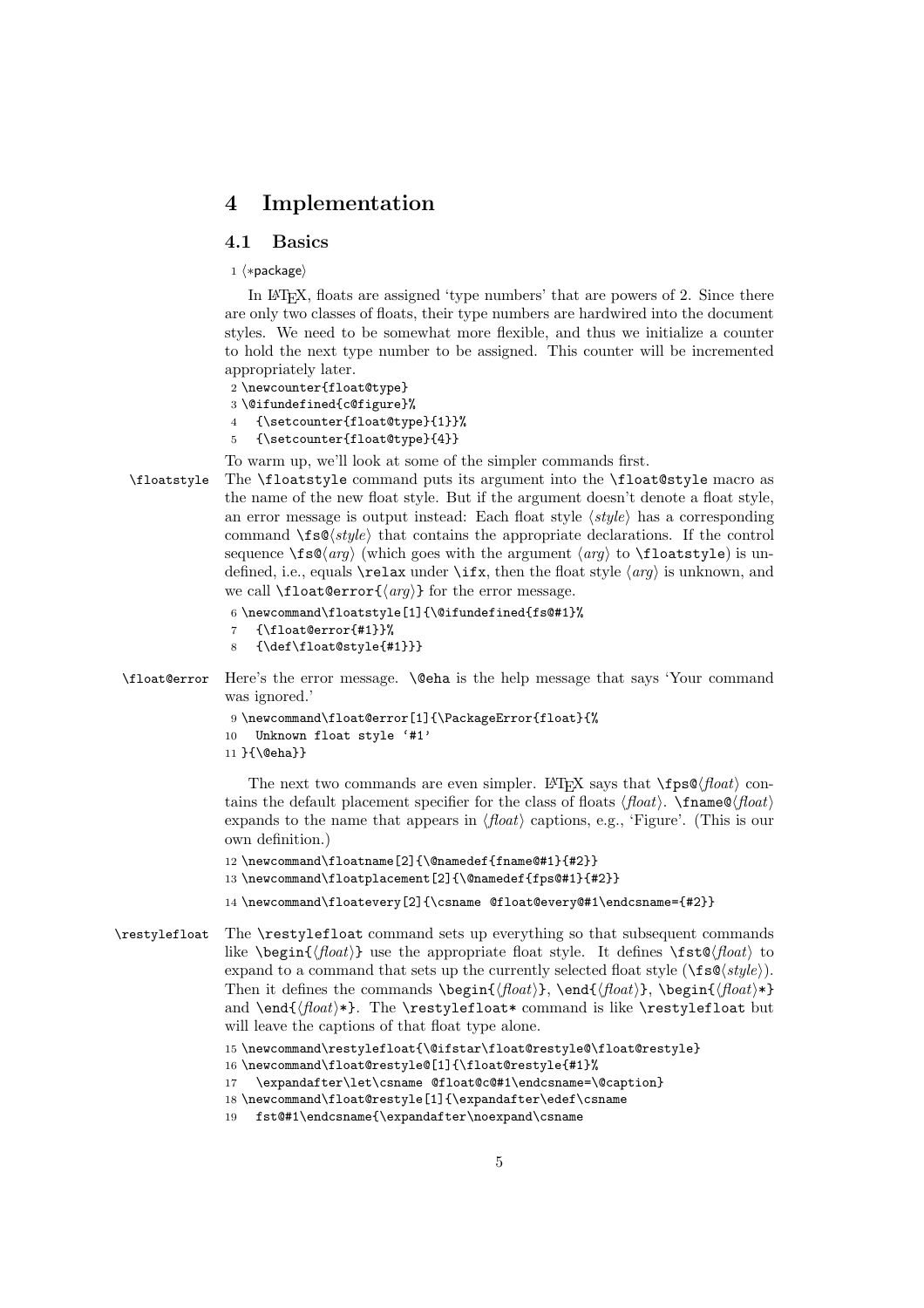# 4 Implementation

## 4.1 Basics

```
1 ⟨*package⟩
```

In LaTeX, floats are assigned 'type numbers' that are powers of 2. Since there are only two classes of floats, their type numbers are hardwired into the document styles. We need to be somewhat more flexible, and thus we initialize a counter to hold the next type number to be assigned. This counter will be incremented appropriately later.

```
2 \newcounter{float@type}
3 \@ifundefined{c@figure}%
4   {\setcounter{float@type}{1}}%
5   {\setcounter{float@type}{4}}
```

To warm up, we'll look at some of the simpler commands first.

`\floatstyle` The `\floatstyle` command puts its argument into the `\float@style` macro as the name of the new float style. But if the argument doesn't denote a float style, an error message is output instead: Each float style ⟨*style*⟩ has a corresponding command `\fs@`⟨*style*⟩ that contains the appropriate declarations. If the control sequence `\fs@`⟨*arg*⟩ (which goes with the argument ⟨*arg*⟩ to `\floatstyle`) is undefined, i.e., equals `\relax` under `\ifx`, then the float style ⟨*arg*⟩ is unknown, and we call `\float@error{`⟨*arg*⟩`}` for the error message.

```
6 \newcommand\floatstyle[1]{\@ifundefined{fs@#1}%
7   {\float@error{#1}}%
8   {\def\float@style{#1}}}
```

`\float@error` Here's the error message. `\@eha` is the help message that says 'Your command was ignored.'

```
9 \newcommand\float@error[1]{\PackageError{float}{%
10   Unknown float style `#1'
11 }{\@eha}}
```

The next two commands are even simpler. LaTeX says that `\fps@`⟨*float*⟩ contains the default placement specifier for the class of floats ⟨*float*⟩. `\fname@`⟨*float*⟩ expands to the name that appears in ⟨*float*⟩ captions, e.g., 'Figure'. (This is our own definition.)

```
12 \newcommand\floatname[2]{\@namedef{fname@#1}{#2}}
13 \newcommand\floatplacement[2]{\@namedef{fps@#1}{#2}}
14 \newcommand\floatevery[2]{\csname @float@every@#1\endcsname={#2}}
```

`\restylefloat` The `\restylefloat` command sets up everything so that subsequent commands like `\begin{`⟨*float*⟩`}` use the appropriate float style. It defines `\fst@`⟨*float*⟩ to expand to a command that sets up the currently selected float style (`\fs@`⟨*style*⟩). Then it defines the commands `\begin{`⟨*float*⟩`}`, `\end{`⟨*float*⟩`}`, `\begin{`⟨*float*⟩`*}` and `\end{`⟨*float*⟩`*}`. The `\restylefloat*` command is like `\restylefloat` but will leave the captions of that float type alone.

```
15 \newcommand\restylefloat{\@ifstar\float@restyle@\float@restyle}
16 \newcommand\float@restyle@[1]{\float@restyle{#1}%
17   \expandafter\let\csname @float@c@#1\endcsname=\@caption}
18 \newcommand\float@restyle[1]{\expandafter\edef\csname
19   fst@#1\endcsname{\expandafter\noexpand\csname
```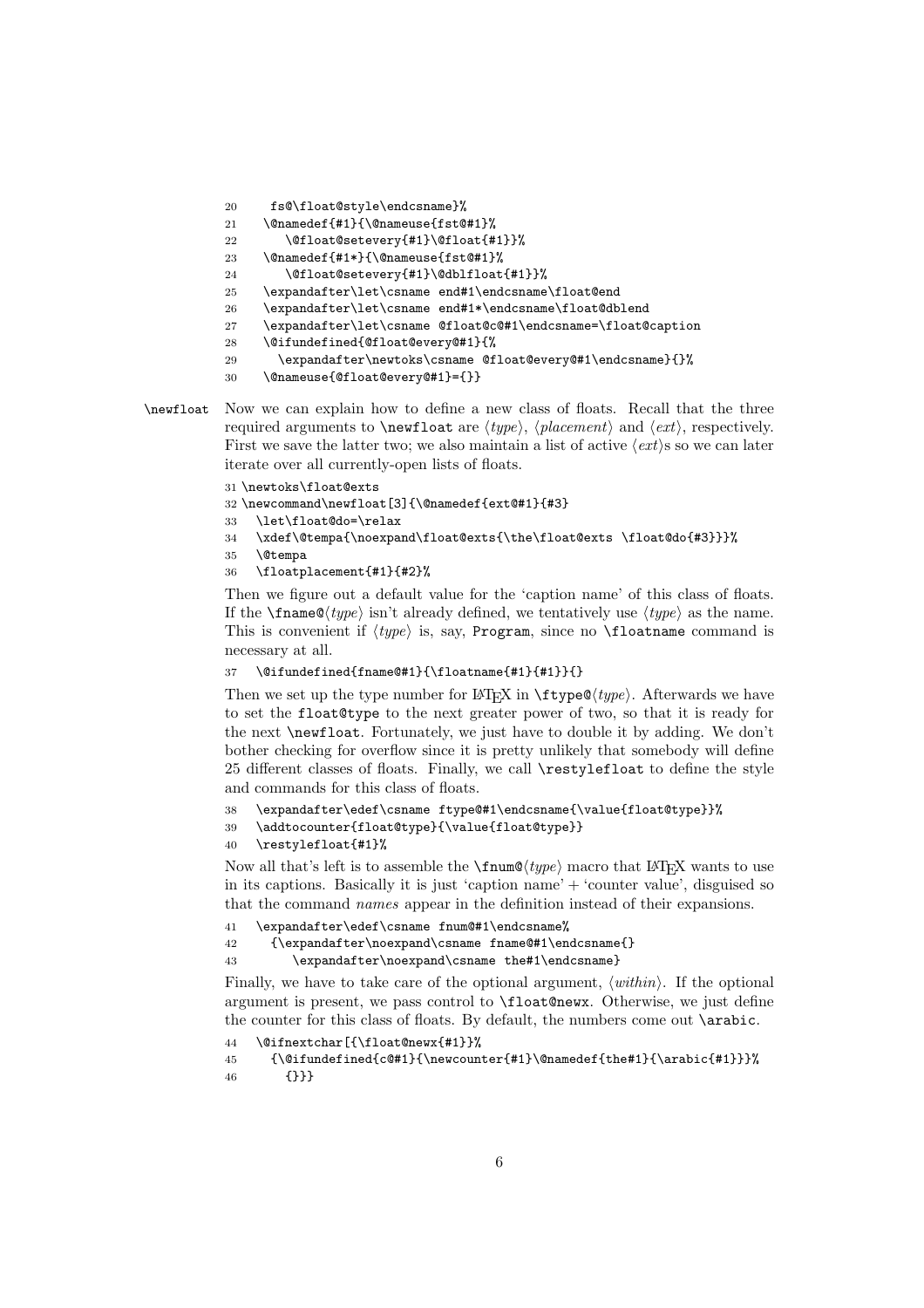```
20     fs@\float@style\endcsname}%
21   \@namedef{#1}{\@nameuse{fst@#1}%
22      \@float@setevery{#1}\@float{#1}}%
23   \@namedef{#1*}{\@nameuse{fst@#1}%
24      \@float@setevery{#1}\@dblfloat{#1}}%
25   \expandafter\let\csname end#1\endcsname\float@end
26   \expandafter\let\csname end#1*\endcsname\float@dblend
27   \expandafter\let\csname @float@c@#1\endcsname=\float@caption
28   \@ifundefined{@float@every@#1}{%
29     \expandafter\newtoks\csname @float@every@#1\endcsname}{}%
30   \@nameuse{@float@every@#1}={}}
```

`\newfloat` Now we can explain how to define a new class of floats. Recall that the three required arguments to `\newfloat` are ⟨*type*⟩, ⟨*placement*⟩ and ⟨*ext*⟩, respectively. First we save the latter two; we also maintain a list of active ⟨*ext*⟩s so we can later iterate over all currently-open lists of floats.

```
31 \newtoks\float@exts
32 \newcommand\newfloat[3]{\@namedef{ext@#1}{#3}
33   \let\float@do=\relax
34   \xdef\@tempa{\noexpand\float@exts{\the\float@exts \float@do{#3}}}%
35   \@tempa
36   \floatplacement{#1}{#2}%
```

Then we figure out a default value for the 'caption name' of this class of floats. If the `\fname@`⟨*type*⟩ isn't already defined, we tentatively use ⟨*type*⟩ as the name. This is convenient if ⟨*type*⟩ is, say, `Program`, since no `\floatname` command is necessary at all.

```
37   \@ifundefined{fname@#1}{\floatname{#1}{#1}}{}
```

Then we set up the type number for LaTeX in `\ftype@`⟨*type*⟩. Afterwards we have to set the `float@type` to the next greater power of two, so that it is ready for the next `\newfloat`. Fortunately, we just have to double it by adding. We don't bother checking for overflow since it is pretty unlikely that somebody will define 25 different classes of floats. Finally, we call `\restylefloat` to define the style and commands for this class of floats.

```
38   \expandafter\edef\csname ftype@#1\endcsname{\value{float@type}}%
39   \addtocounter{float@type}{\value{float@type}}
40   \restylefloat{#1}%
```

Now all that's left is to assemble the `\fnum@`⟨*type*⟩ macro that LaTeX wants to use in its captions. Basically it is just 'caption name' + 'counter value', disguised so that the command *names* appear in the definition instead of their expansions.

```
41   \expandafter\edef\csname fnum@#1\endcsname%
42     {\expandafter\noexpand\csname fname@#1\endcsname{}
43        \expandafter\noexpand\csname the#1\endcsname}
```

Finally, we have to take care of the optional argument, ⟨*within*⟩. If the optional argument is present, we pass control to `\float@newx`. Otherwise, we just define the counter for this class of floats. By default, the numbers come out `\arabic`.

```
44   \@ifnextchar[{\float@newx{#1}}%
45     {\@ifundefined{c@#1}{\newcounter{#1}\@namedef{the#1}{\arabic{#1}}}%
46       {}}}
```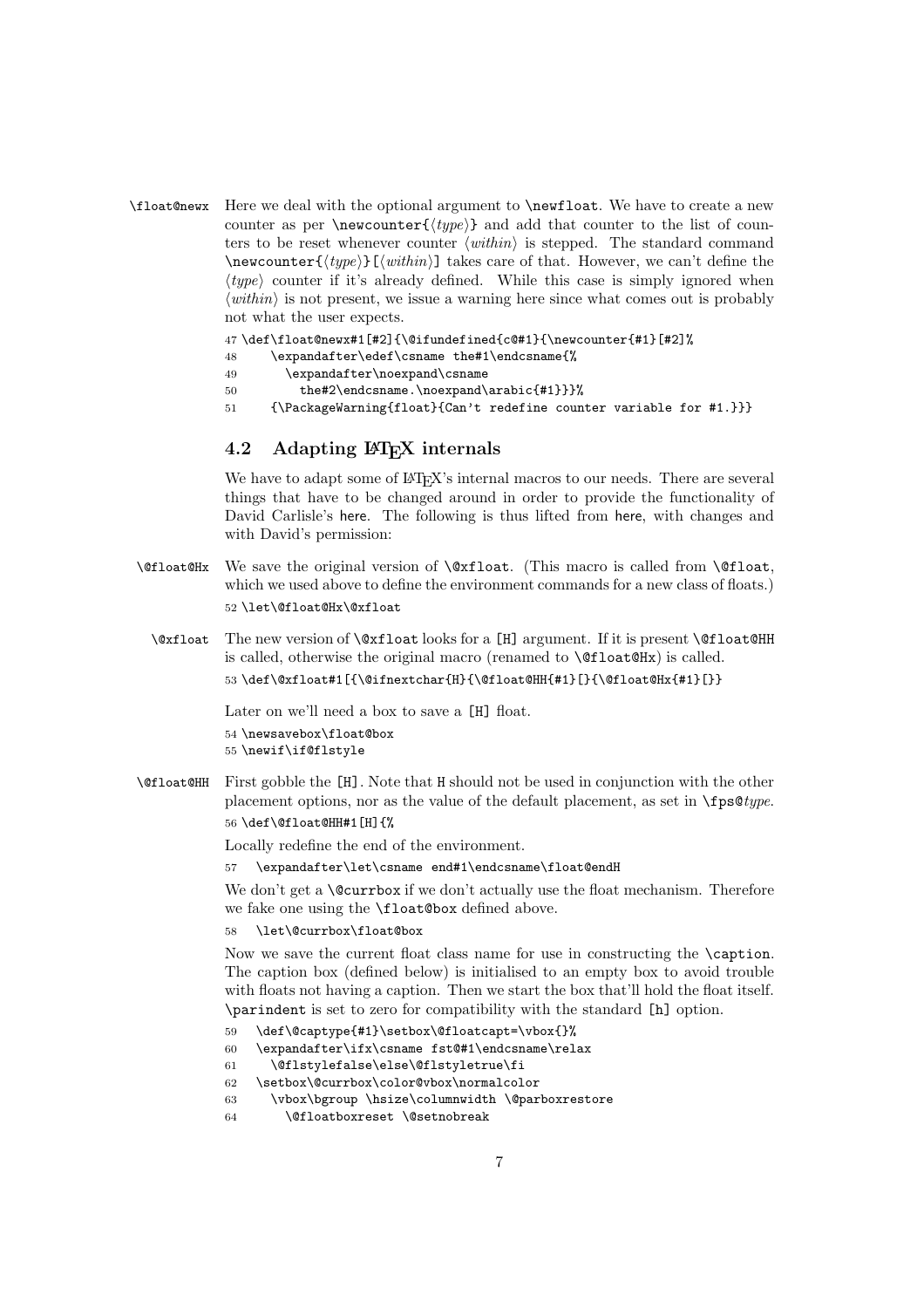`\float@newx` Here we deal with the optional argument to `\newfloat`. We have to create a new counter as per `\newcounter{⟨type⟩}` and add that counter to the list of counters to be reset whenever counter ⟨*within*⟩ is stepped. The standard command `\newcounter{⟨type⟩}[⟨within⟩]` takes care of that. However, we can't define the ⟨*type*⟩ counter if it's already defined. While this case is simply ignored when ⟨*within*⟩ is not present, we issue a warning here since what comes out is probably not what the user expects.

```
47 \def\float@newx#1[#2]{\@ifundefined{c@#1}{\newcounter{#1}[#2]%
48     \expandafter\edef\csname the#1\endcsname{%
49       \expandafter\noexpand\csname
50         the#2\endcsname.\noexpand\arabic{#1}}}%
51     {\PackageWarning{float}{Can't redefine counter variable for #1.}}}
```

## 4.2 Adapting LaTeX internals

We have to adapt some of LaTeX's internal macros to our needs. There are several things that have to be changed around in order to provide the functionality of David Carlisle's here. The following is thus lifted from here, with changes and with David's permission:

`\@float@Hx` We save the original version of `\@xfloat`. (This macro is called from `\@float`, which we used above to define the environment commands for a new class of floats.)

```
52 \let\@float@Hx\@xfloat
```

`\@xfloat` The new version of `\@xfloat` looks for a `[H]` argument. If it is present `\@float@HH` is called, otherwise the original macro (renamed to `\@float@Hx`) is called.

```
53 \def\@xfloat#1[{\@ifnextchar{H}{\@float@HH{#1}[}{\@float@Hx{#1}[}}
```

Later on we'll need a box to save a `[H]` float.

```
54 \newsavebox\float@box
55 \newif\if@flstyle
```

`\@float@HH` First gobble the `[H]`. Note that `H` should not be used in conjunction with the other placement options, nor as the value of the default placement, as set in `\fps@`*type*.

```
56 \def\@float@HH#1[H]{%
```

Locally redefine the end of the environment.

```
57   \expandafter\let\csname end#1\endcsname\float@endH
```

We don't get a `\@currbox` if we don't actually use the float mechanism. Therefore we fake one using the `\float@box` defined above.

```
58   \let\@currbox\float@box
```

Now we save the current float class name for use in constructing the `\caption`. The caption box (defined below) is initialised to an empty box to avoid trouble with floats not having a caption. Then we start the box that'll hold the float itself. `\parindent` is set to zero for compatibility with the standard `[h]` option.

```
59   \def\@captype{#1}\setbox\@floatcapt=\vbox{}%
60   \expandafter\ifx\csname fst@#1\endcsname\relax
61     \@flstylefalse\else\@flstyletrue\fi
62   \setbox\@currbox\color@vbox\normalcolor
63     \vbox\bgroup \hsize\columnwidth \@parboxrestore
64       \@floatboxreset \@setnobreak
```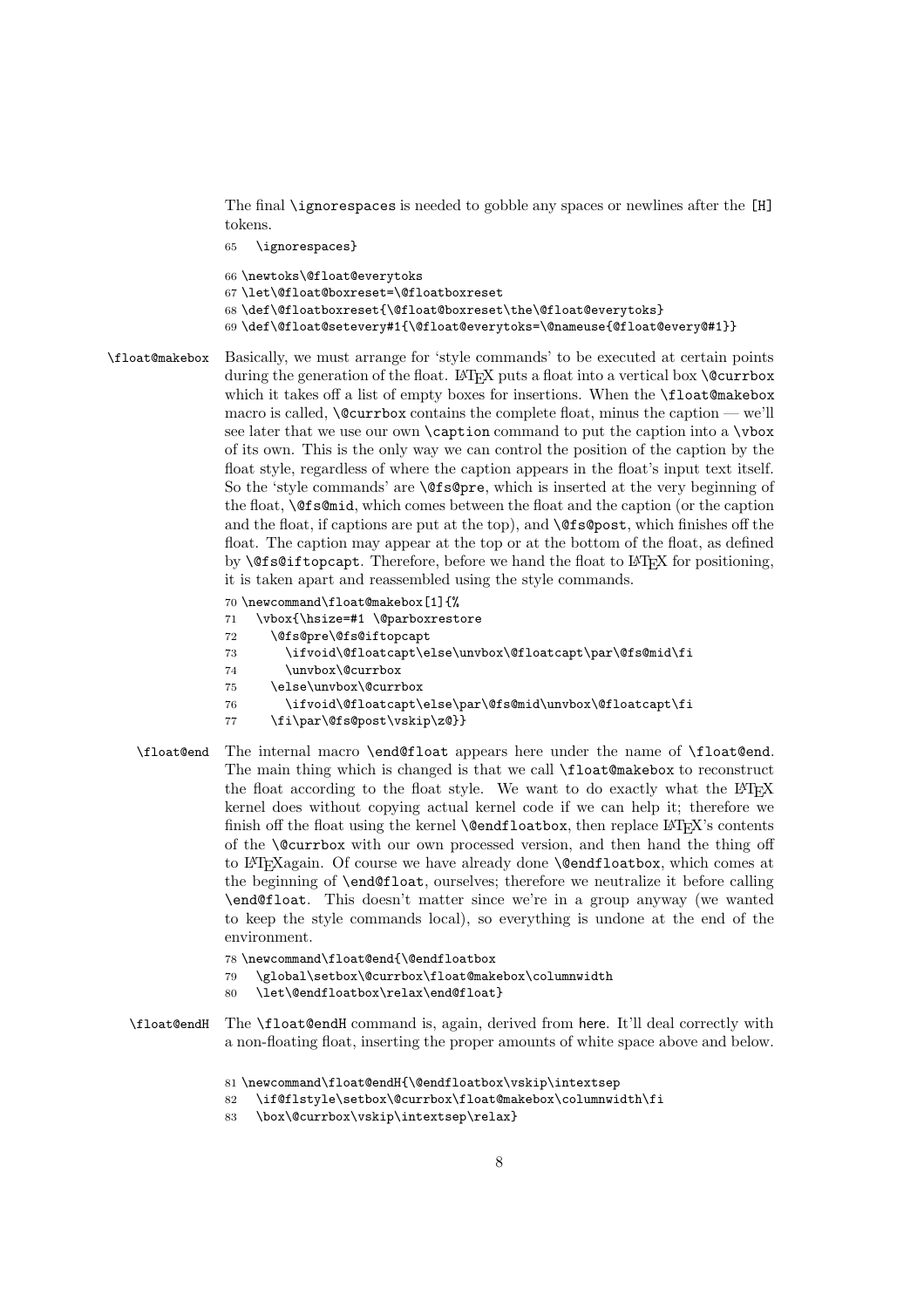The final `\ignorespaces` is needed to gobble any spaces or newlines after the `[H]` tokens.

```
65   \ignorespaces}
```

```
66 \newtoks\@float@everytoks
67 \let\@float@boxreset=\@floatboxreset
68 \def\@floatboxreset{\@float@boxreset\the\@float@everytoks}
69 \def\@float@setevery#1{\@float@everytoks=\@nameuse{@float@every@#1}}
```

**\float@makebox** Basically, we must arrange for 'style commands' to be executed at certain points during the generation of the float. LaTeX puts a float into a vertical box `\@currbox` which it takes off a list of empty boxes for insertions. When the `\float@makebox` macro is called, `\@currbox` contains the complete float, minus the caption — we'll see later that we use our own `\caption` command to put the caption into a `\vbox` of its own. This is the only way we can control the position of the caption by the float style, regardless of where the caption appears in the float's input text itself. So the 'style commands' are `\@fs@pre`, which is inserted at the very beginning of the float, `\@fs@mid`, which comes between the float and the caption (or the caption and the float, if captions are put at the top), and `\@fs@post`, which finishes off the float. The caption may appear at the top or at the bottom of the float, as defined by `\@fs@iftopcapt`. Therefore, before we hand the float to LaTeX for positioning, it is taken apart and reassembled using the style commands.

```
70 \newcommand\float@makebox[1]{%
71   \vbox{\hsize=#1 \@parboxrestore
72     \@fs@pre\@fs@iftopcapt
73       \ifvoid\@floatcapt\else\unvbox\@floatcapt\par\@fs@mid\fi
74       \unvbox\@currbox
75     \else\unvbox\@currbox
76       \ifvoid\@floatcapt\else\par\@fs@mid\unvbox\@floatcapt\fi
77     \fi\par\@fs@post\vskip\z@}}
```

**\float@end** The internal macro `\end@float` appears here under the name of `\float@end`. The main thing which is changed is that we call `\float@makebox` to reconstruct the float according to the float style. We want to do exactly what the LaTeX kernel does without copying actual kernel code if we can help it; therefore we finish off the float using the kernel `\@endfloatbox`, then replace LaTeX's contents of the `\@currbox` with our own processed version, and then hand the thing off to LaTeXagain. Of course we have already done `\@endfloatbox`, which comes at the beginning of `\end@float`, ourselves; therefore we neutralize it before calling `\end@float`. This doesn't matter since we're in a group anyway (we wanted to keep the style commands local), so everything is undone at the end of the environment.

```
78 \newcommand\float@end{\@endfloatbox
79   \global\setbox\@currbox\float@makebox\columnwidth
80   \let\@endfloatbox\relax\end@float}
```

**\float@endH** The `\float@endH` command is, again, derived from here. It'll deal correctly with a non-floating float, inserting the proper amounts of white space above and below.

```
81 \newcommand\float@endH{\@endfloatbox\vskip\intextsep
82   \if@flstyle\setbox\@currbox\float@makebox\columnwidth\fi
83   \box\@currbox\vskip\intextsep\relax}
```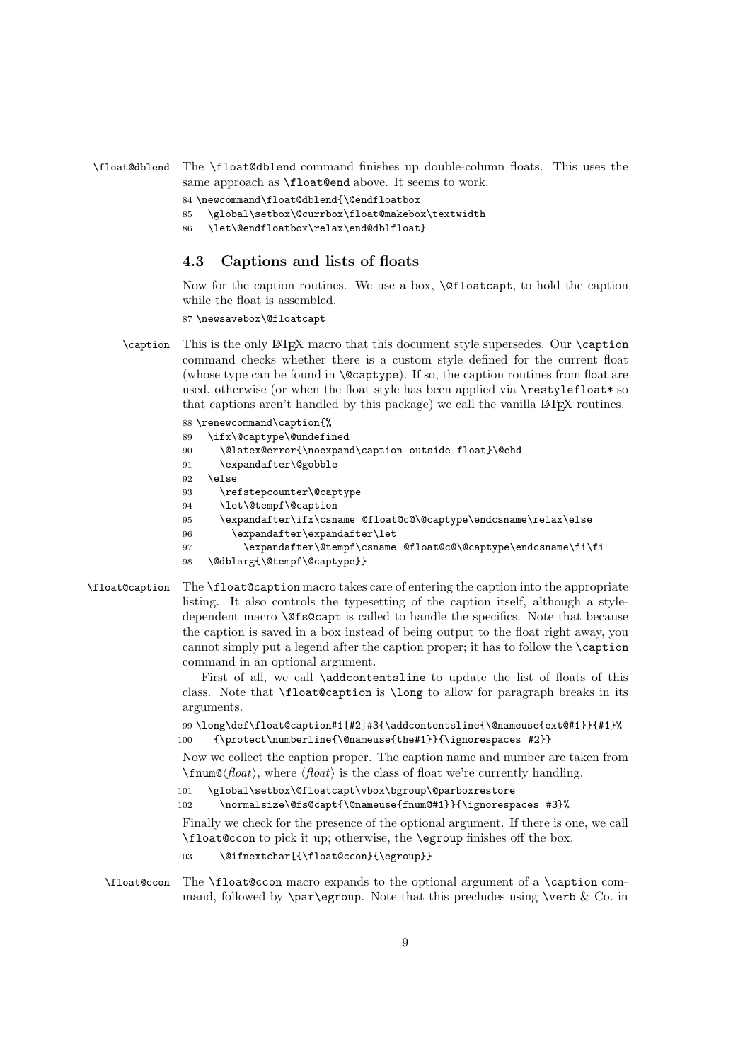`\float@dblend` The `\float@dblend` command finishes up double-column floats. This uses the same approach as `\float@end` above. It seems to work.

```
84 \newcommand\float@dblend{\@endfloatbox
85   \global\setbox\@currbox\float@makebox\textwidth
86   \let\@endfloatbox\relax\end@dblfloat}
```

### 4.3 Captions and lists of floats

Now for the caption routines. We use a box, `\@floatcapt`, to hold the caption while the float is assembled.

```
87 \newsavebox\@floatcapt
```

`\caption` This is the only LaTeX macro that this document style supersedes. Our `\caption` command checks whether there is a custom style defined for the current float (whose type can be found in `\@captype`). If so, the caption routines from float are used, otherwise (or when the float style has been applied via `\restylefloat*` so that captions aren't handled by this package) we call the vanilla LaTeX routines.

```
88 \renewcommand\caption{%
89   \ifx\@captype\@undefined
90     \@latex@error{\noexpand\caption outside float}\@ehd
91     \expandafter\@gobble
92   \else
93     \refstepcounter\@captype
94     \let\@tempf\@caption
95     \expandafter\ifx\csname @float@c@\@captype\endcsname\relax\else
96       \expandafter\expandafter\let
97         \expandafter\@tempf\csname @float@c@\@captype\endcsname\fi\fi
98   \@dblarg{\@tempf\@captype}}
```

`\float@caption` The `\float@caption` macro takes care of entering the caption into the appropriate listing. It also controls the typesetting of the caption itself, although a style-dependent macro `\@fs@capt` is called to handle the specifics. Note that because the caption is saved in a box instead of being output to the float right away, you cannot simply put a legend after the caption proper; it has to follow the `\caption` command in an optional argument.

First of all, we call `\addcontentsline` to update the list of floats of this class. Note that `\float@caption` is `\long` to allow for paragraph breaks in its arguments.

```
99 \long\def\float@caption#1[#2]#3{\addcontentsline{\@nameuse{ext@#1}}{#1}%
100   {\protect\numberline{\@nameuse{the#1}}{\ignorespaces #2}}
```

Now we collect the caption proper. The caption name and number are taken from `\fnum@`⟨*float*⟩, where ⟨*float*⟩ is the class of float we're currently handling.

```
101   \global\setbox\@floatcapt\vbox\bgroup\@parboxrestore
102     \normalsize\@fs@capt{\@nameuse{fnum@#1}}{\ignorespaces #3}%
```

Finally we check for the presence of the optional argument. If there is one, we call `\float@ccon` to pick it up; otherwise, the `\egroup` finishes off the box.

```
103     \@ifnextchar[{\float@ccon}{\egroup}}
```

`\float@ccon` The `\float@ccon` macro expands to the optional argument of a `\caption` command, followed by `\par\egroup`. Note that this precludes using `\verb` & Co. in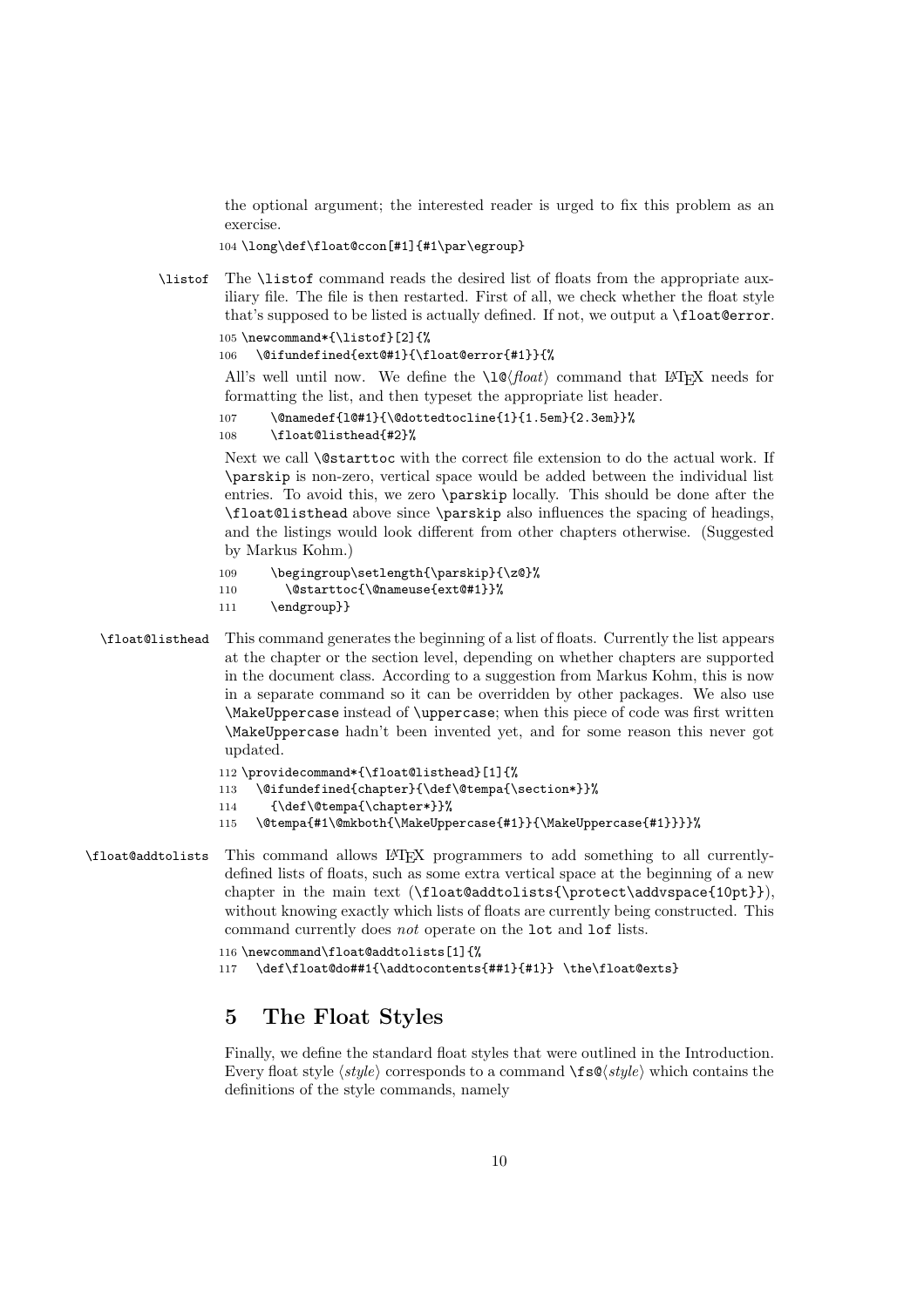the optional argument; the interested reader is urged to fix this problem as an exercise.

```
104 \long\def\float@ccon[#1]{#1\par\egroup}
```

`\listof` The `\listof` command reads the desired list of floats from the appropriate auxiliary file. The file is then restarted. First of all, we check whether the float style that's supposed to be listed is actually defined. If not, we output a `\float@error`.

```
105 \newcommand*{\listof}[2]{%
106   \@ifundefined{ext@#1}{\float@error{#1}}{%
```

All's well until now. We define the `\l@`⟨*float*⟩ command that LaTeX needs for formatting the list, and then typeset the appropriate list header.

```
107     \@namedef{l@#1}{\@dottedtocline{1}{1.5em}{2.3em}}%
108     \float@listhead{#2}%
```

Next we call `\@starttoc` with the correct file extension to do the actual work. If `\parskip` is non-zero, vertical space would be added between the individual list entries. To avoid this, we zero `\parskip` locally. This should be done after the `\float@listhead` above since `\parskip` also influences the spacing of headings, and the listings would look different from other chapters otherwise. (Suggested by Markus Kohm.)

```
109     \begingroup\setlength{\parskip}{\z@}%
110       \@starttoc{\@nameuse{ext@#1}}%
111     \endgroup}}
```

`\float@listhead` This command generates the beginning of a list of floats. Currently the list appears at the chapter or the section level, depending on whether chapters are supported in the document class. According to a suggestion from Markus Kohm, this is now in a separate command so it can be overridden by other packages. We also use `\MakeUppercase` instead of `\uppercase`; when this piece of code was first written `\MakeUppercase` hadn't been invented yet, and for some reason this never got updated.

```
112 \providecommand*{\float@listhead}[1]{%
113   \@ifundefined{chapter}{\def\@tempa{\section*}}%
114     {\def\@tempa{\chapter*}}%
115   \@tempa{#1\@mkboth{\MakeUppercase{#1}}{\MakeUppercase{#1}}}}%
```

`\float@addtolists` This command allows LaTeX programmers to add something to all currently-defined lists of floats, such as some extra vertical space at the beginning of a new chapter in the main text (`\float@addtolists{\protect\addvspace{10pt}}`), without knowing exactly which lists of floats are currently being constructed. This command currently does *not* operate on the `lot` and `lof` lists.

```
116 \newcommand\float@addtolists[1]{%
117   \def\float@do##1{\addtocontents{##1}{#1}} \the\float@exts}
```

## 5 The Float Styles

Finally, we define the standard float styles that were outlined in the Introduction. Every float style ⟨*style*⟩ corresponds to a command `\fs@`⟨*style*⟩ which contains the definitions of the style commands, namely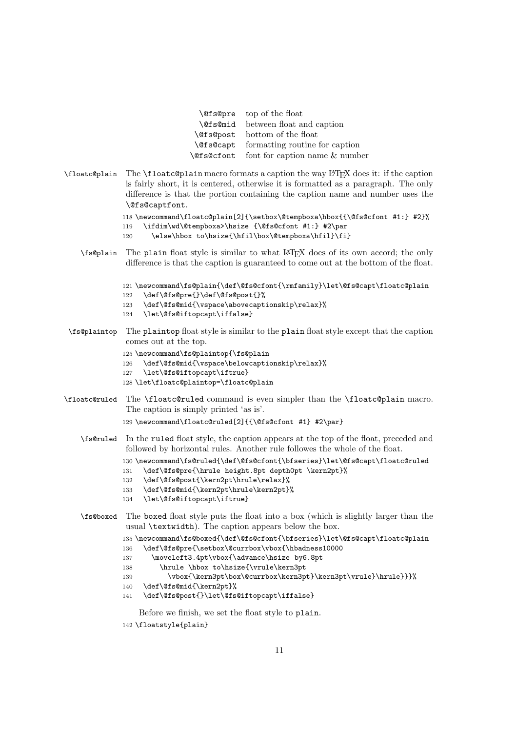| | |
|---|---|
| `\@fs@pre` | top of the float |
| `\@fs@mid` | between float and caption |
| `\@fs@post` | bottom of the float |
| `\@fs@capt` | formatting routine for caption |
| `\@fs@cfont` | font for caption name & number |

`\floatc@plain` The `\floatc@plain` macro formats a caption the way LaTeX does it: if the caption is fairly short, it is centered, otherwise it is formatted as a paragraph. The only difference is that the portion containing the caption name and number uses the `\@fs@captfont`.

```
118 \newcommand\floatc@plain[2]{\setbox\@tempboxa\hbox{{\@fs@cfont #1:} #2}%
119   \ifdim\wd\@tempboxa>\hsize {\@fs@cfont #1:} #2\par
120     \else\hbox to\hsize{\hfil\box\@tempboxa\hfil}\fi}
```

`\fs@plain` The plain float style is similar to what LaTeX does of its own accord; the only difference is that the caption is guaranteed to come out at the bottom of the float.

```
121 \newcommand\fs@plain{\def\@fs@cfont{\rmfamily}\let\@fs@capt\floatc@plain
122   \def\@fs@pre{}\def\@fs@post{}%
123   \def\@fs@mid{\vspace\abovecaptionskip\relax}%
124   \let\@fs@iftopcapt\iffalse}
```

`\fs@plaintop` The plaintop float style is similar to the plain float style except that the caption comes out at the top.

```
125 \newcommand\fs@plaintop{\fs@plain
126   \def\@fs@mid{\vspace\belowcaptionskip\relax}%
127   \let\@fs@iftopcapt\iftrue}
128 \let\floatc@plaintop=\floatc@plain
```

`\floatc@ruled` The `\floatc@ruled` command is even simpler than the `\floatc@plain` macro. The caption is simply printed 'as is'.

```
129 \newcommand\floatc@ruled[2]{{\@fs@cfont #1} #2\par}
```

`\fs@ruled` In the ruled float style, the caption appears at the top of the float, preceded and followed by horizontal rules. Another rule followes the whole of the float.

```
130 \newcommand\fs@ruled{\def\@fs@cfont{\bfseries}\let\@fs@capt\floatc@ruled
131   \def\@fs@pre{\hrule height.8pt depth0pt \kern2pt}%
132   \def\@fs@post{\kern2pt\hrule\relax}%
133   \def\@fs@mid{\kern2pt\hrule\kern2pt}%
134   \let\@fs@iftopcapt\iftrue}
```

`\fs@boxed` The boxed float style puts the float into a box (which is slightly larger than the usual `\textwidth`). The caption appears below the box.

```
135 \newcommand\fs@boxed{\def\@fs@cfont{\bfseries}\let\@fs@capt\floatc@plain
136   \def\@fs@pre{\setbox\@currbox\vbox{\hbadness10000
137     \moveleft3.4pt\vbox{\advance\hsize by6.8pt
138       \hrule \hbox to\hsize{\vrule\kern3pt
139         \vbox{\kern3pt\box\@currbox\kern3pt}\kern3pt\vrule}\hrule}}}%
140   \def\@fs@mid{\kern2pt}%
141   \def\@fs@post{}\let\@fs@iftopcapt\iffalse}
```

Before we finish, we set the float style to plain.

```
142 \floatstyle{plain}
```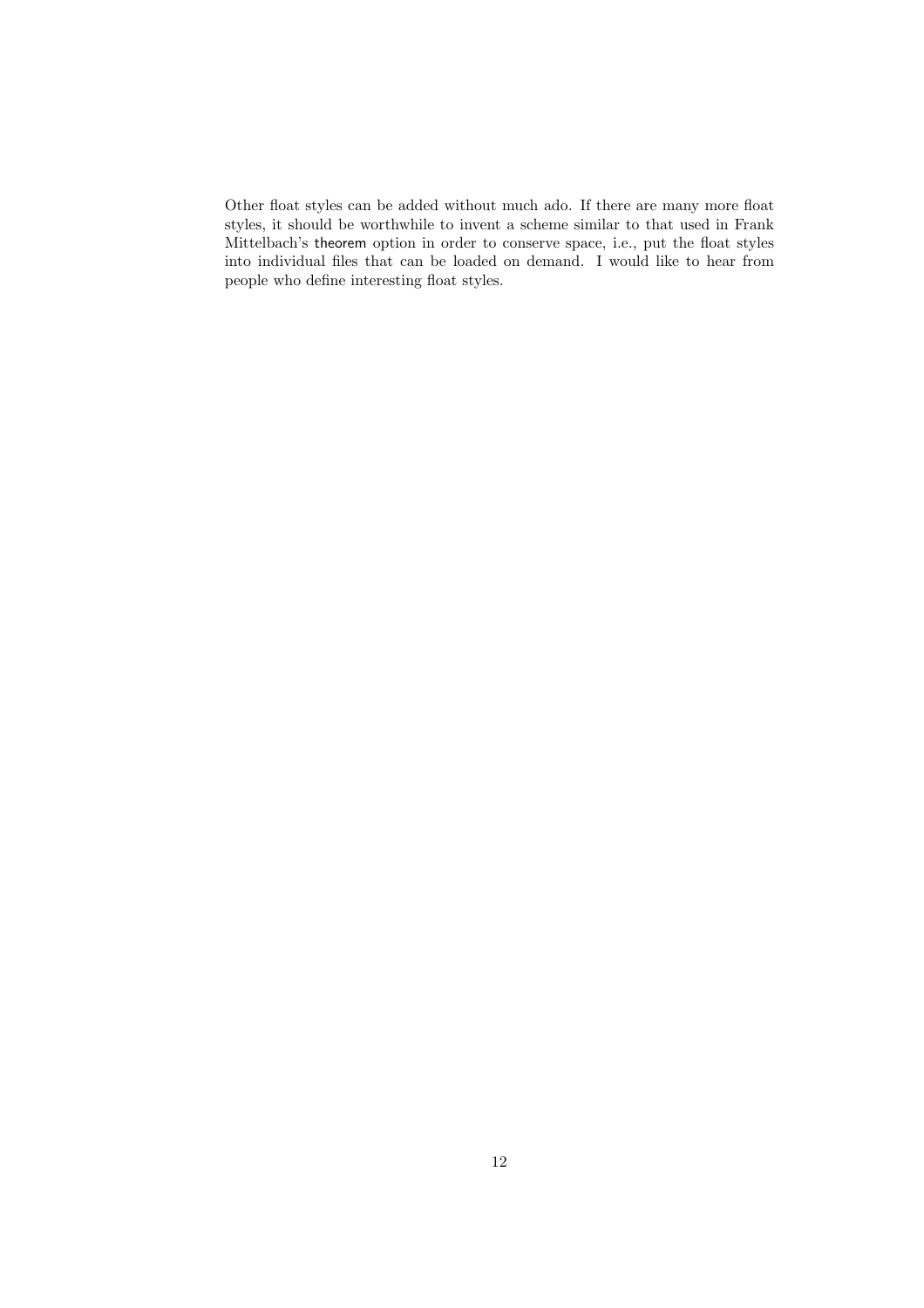Other float styles can be added without much ado. If there are many more float styles, it should be worthwhile to invent a scheme similar to that used in Frank Mittelbach's theorem option in order to conserve space, i.e., put the float styles into individual files that can be loaded on demand. I would like to hear from people who define interesting float styles.